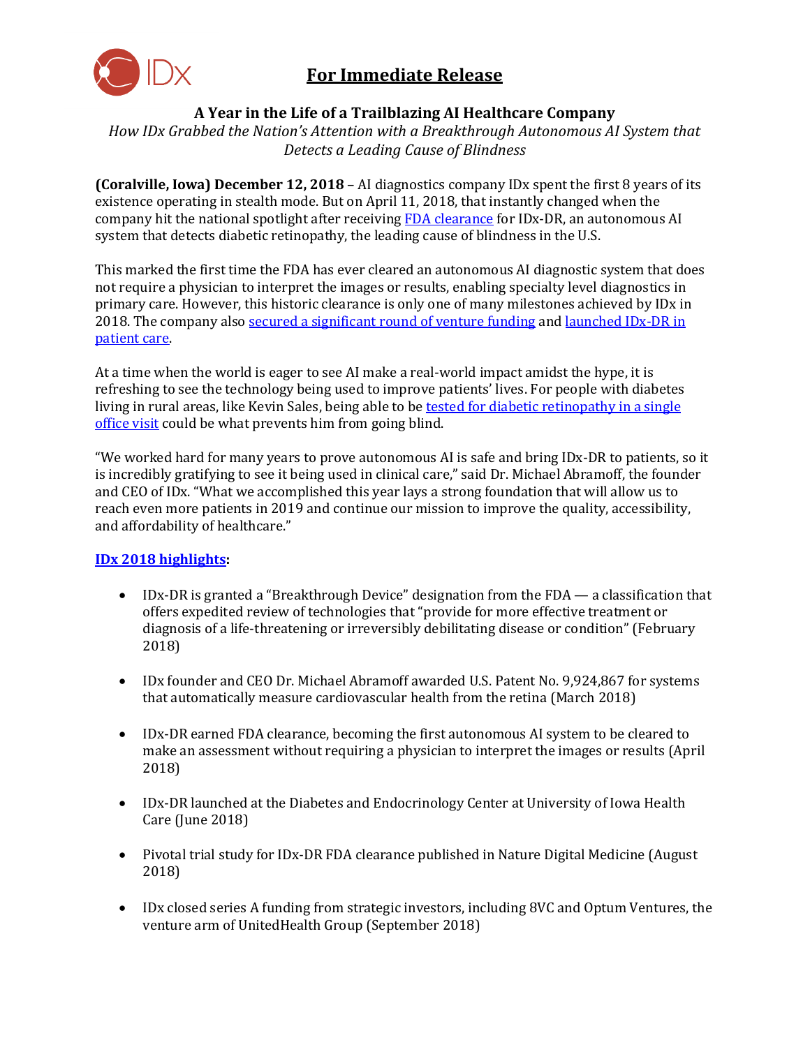# For Immediate Release

## A Year in the Life of a Trailblazing AI Healthcare Company

*How IDx Grabbed the Nation's Attention with a Breakthrough Autonomous AI System that Detects a Leading Cause of Blindness*

**(Coralville, Iowa) December 12, 2018** – AI diagnostics company IDx spent the first 8 years of its existence operating in stealth mode. But on April 11, 2018, that instantly changed when the company hit the national spotlight after receiving FDA clearance for IDx-DR, an autonomous AI system that detects diabetic retinopathy, the leading cause of blindness in the U.S.

This marked the first time the FDA has ever cleared an autonomous AI diagnostic system that does not require a physician to interpret the images or results, enabling specialty level diagnostics in primary care. However, this historic clearance is only one of many milestones achieved by IDx in 2018. The company also secured a significant round of venture funding and launched IDx-DR in patient care.

At a time when the world is eager to see AI make a real-world impact amidst the hype, it is refreshing to see the technology being used to improve patients' lives. For people with diabetes living in rural areas, like Kevin Sales, being able to be tested for diabetic retinopathy in a single office visit could be what prevents him from going blind.

"We worked hard for many years to prove autonomous AI is safe and bring IDx-DR to patients, so it is incredibly gratifying to see it being used in clinical care," said Dr. Michael Abramoff, the founder and CEO of IDx. "What we accomplished this year lays a strong foundation that will allow us to reach even more patients in 2019 and continue our mission to improve the quality, accessibility, and affordability of healthcare."

**IDx 2018 highlights:**

- IDx-DR is granted a "Breakthrough Device" designation from the FDA — a classification that offers expedited review of technologies that "provide for more effective treatment or diagnosis of a life-threatening or irreversibly debilitating disease or condition" (February 2018)
- IDx founder and CEO Dr. Michael Abramoff awarded U.S. Patent No. 9,924,867 for systems that automatically measure cardiovascular health from the retina (March 2018)
- IDx-DR earned FDA clearance, becoming the first autonomous AI system to be cleared to make an assessment without requiring a physician to interpret the images or results (April 2018)
- IDx-DR launched at the Diabetes and Endocrinology Center at University of Iowa Health Care (June 2018)
- Pivotal trial study for IDx-DR FDA clearance published in Nature Digital Medicine (August 2018)
- IDx closed series A funding from strategic investors, including 8VC and Optum Ventures, the venture arm of UnitedHealth Group (September 2018)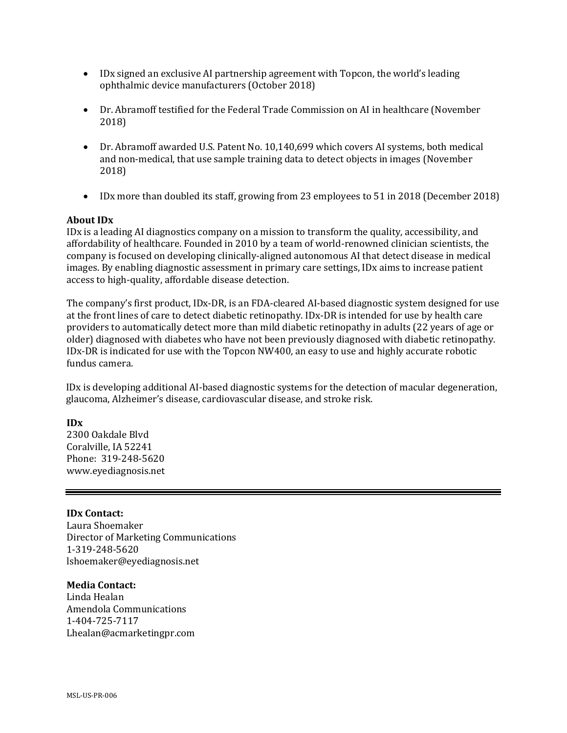- IDx signed an exclusive AI partnership agreement with Topcon, the world's leading ophthalmic device manufacturers (October 2018)

- Dr. Abramoff testified for the Federal Trade Commission on AI in healthcare (November 2018)

- Dr. Abramoff awarded U.S. Patent No. 10,140,699 which covers AI systems, both medical and non-medical, that use sample training data to detect objects in images (November 2018)

- IDx more than doubled its staff, growing from 23 employees to 51 in 2018 (December 2018)

**About IDx**
IDx is a leading AI diagnostics company on a mission to transform the quality, accessibility, and affordability of healthcare. Founded in 2010 by a team of world-renowned clinician scientists, the company is focused on developing clinically-aligned autonomous AI that detect disease in medical images. By enabling diagnostic assessment in primary care settings, IDx aims to increase patient access to high-quality, affordable disease detection.

The company's first product, IDx-DR, is an FDA-cleared AI-based diagnostic system designed for use at the front lines of care to detect diabetic retinopathy. IDx-DR is intended for use by health care providers to automatically detect more than mild diabetic retinopathy in adults (22 years of age or older) diagnosed with diabetes who have not been previously diagnosed with diabetic retinopathy. IDx-DR is indicated for use with the Topcon NW400, an easy to use and highly accurate robotic fundus camera.

IDx is developing additional AI-based diagnostic systems for the detection of macular degeneration, glaucoma, Alzheimer's disease, cardiovascular disease, and stroke risk.

**IDx**
2300 Oakdale Blvd
Coralville, IA 52241
Phone: 319-248-5620
www.eyediagnosis.net

---

**IDx Contact:**
Laura Shoemaker
Director of Marketing Communications
1-319-248-5620
lshoemaker@eyediagnosis.net

**Media Contact:**
Linda Healan
Amendola Communications
1-404-725-7117
Lhealan@acmarketingpr.com

MSL-US-PR-006